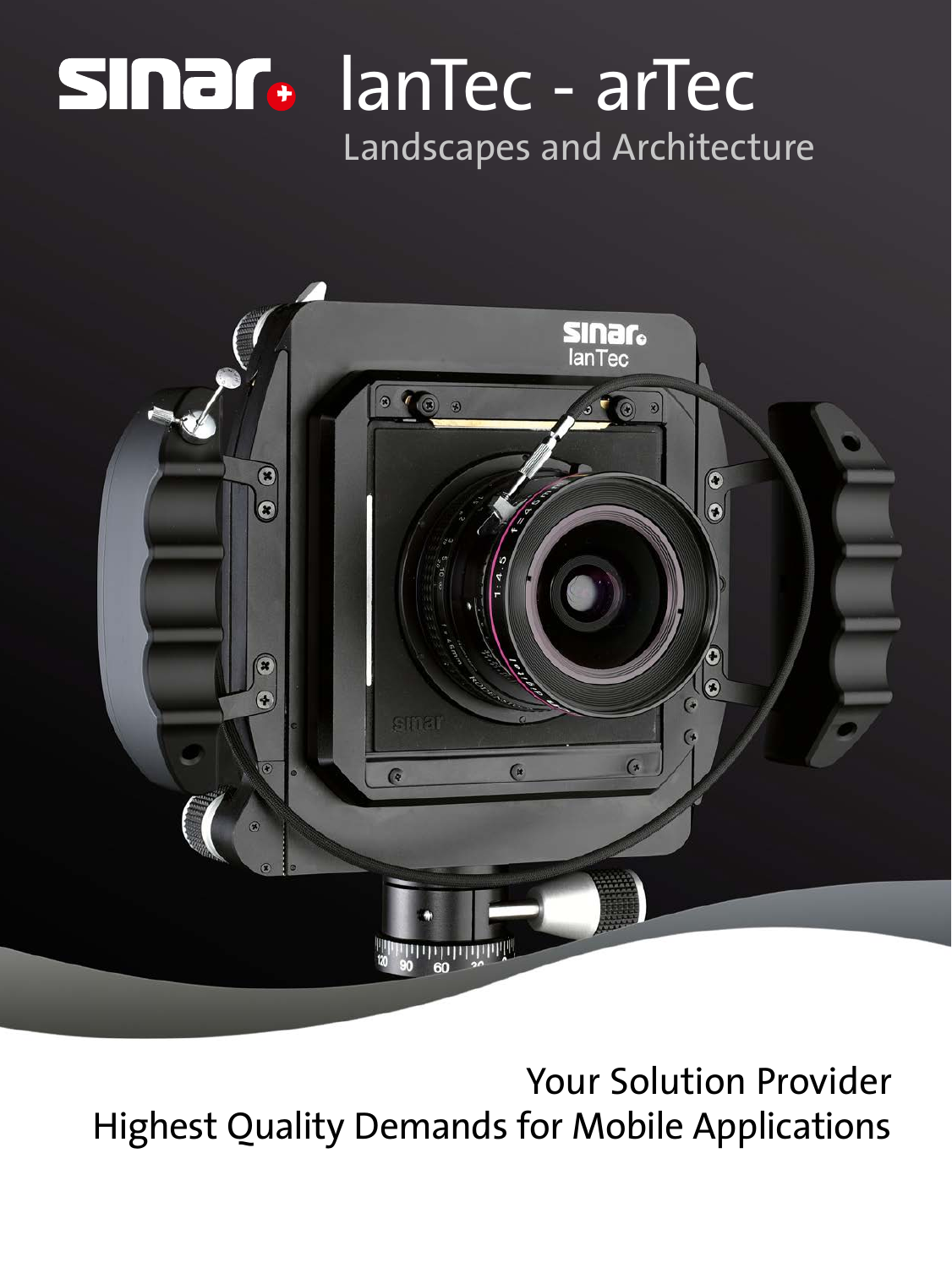# sinar lanTec - arTec

## Landscapes and Architecture

Your Solution Provider
Highest Quality Demands for Mobile Applications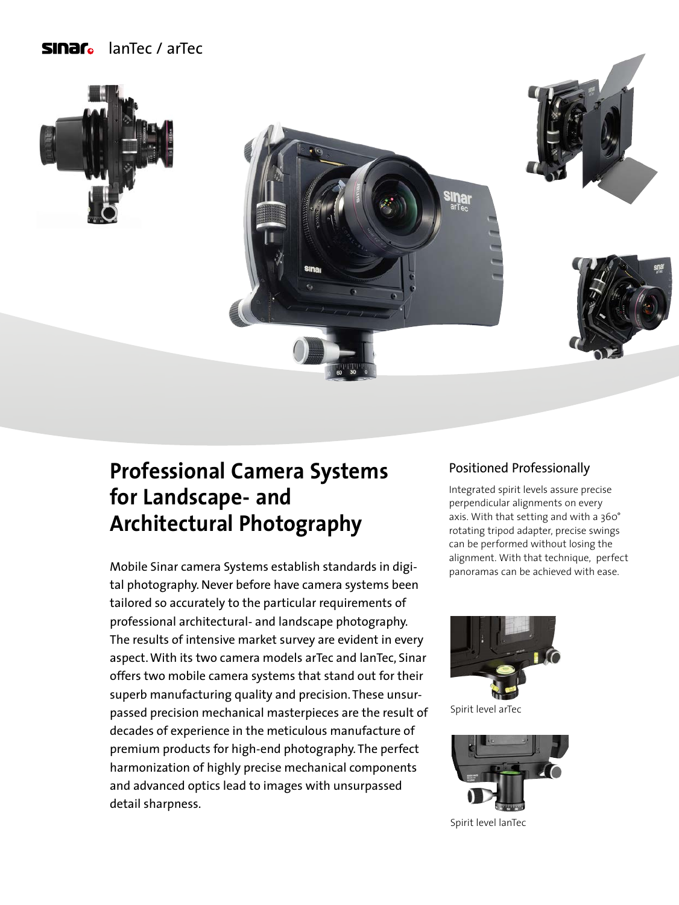# Professional Camera Systems for Landscape- and Architectural Photography

Mobile Sinar camera Systems establish standards in digital photography. Never before have camera systems been tailored so accurately to the particular requirements of professional architectural- and landscape photography. The results of intensive market survey are evident in every aspect. With its two camera models arTec and lanTec, Sinar offers two mobile camera systems that stand out for their superb manufacturing quality and precision. These unsurpassed precision mechanical masterpieces are the result of decades of experience in the meticulous manufacture of premium products for high-end photography. The perfect harmonization of highly precise mechanical components and advanced optics lead to images with unsurpassed detail sharpness.

## Positioned Professionally

Integrated spirit levels assure precise perpendicular alignments on every axis. With that setting and with a 360° rotating tripod adapter, precise swings can be performed without losing the alignment. With that technique, perfect panoramas can be achieved with ease.

Spirit level arTec

Spirit level lanTec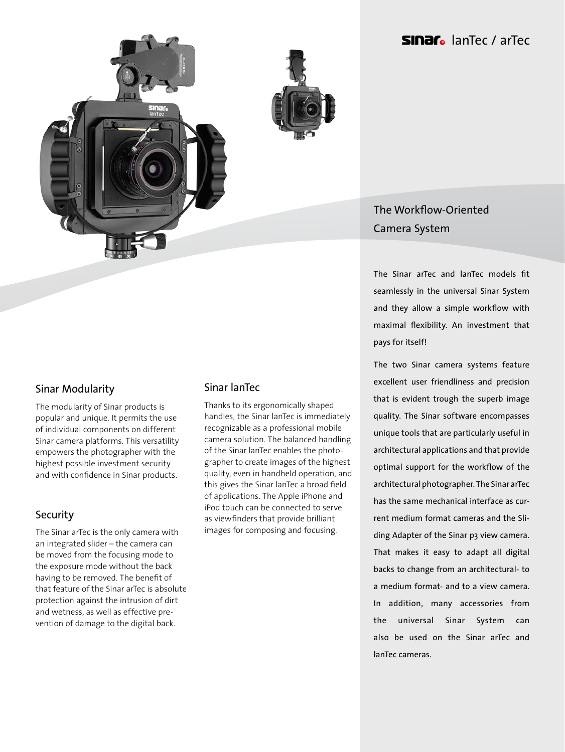# sinar lanTec / arTec

## The Workflow-Oriented Camera System

The Sinar arTec and lanTec models fit seamlessly in the universal Sinar System and they allow a simple workflow with maximal flexibility. An investment that pays for itself!

The two Sinar camera systems feature excellent user friendliness and precision that is evident trough the superb image quality. The Sinar software encompasses unique tools that are particularly useful in architectural applications and that provide optimal support for the workflow of the architectural photographer. The Sinar arTec has the same mechanical interface as current medium format cameras and the Sliding Adapter of the Sinar p3 view camera. That makes it easy to adapt all digital backs to change from an architectural- to a medium format- and to a view camera. In addition, many accessories from the universal Sinar System can also be used on the Sinar arTec and lanTec cameras.

## Sinar Modularity

The modularity of Sinar products is popular and unique. It permits the use of individual components on different Sinar camera platforms. This versatility empowers the photographer with the highest possible investment security and with confidence in Sinar products.

## Security

The Sinar arTec is the only camera with an integrated slider – the camera can be moved from the focusing mode to the exposure mode without the back having to be removed. The benefit of that feature of the Sinar arTec is absolute protection against the intrusion of dirt and wetness, as well as effective prevention of damage to the digital back.

## Sinar lanTec

Thanks to its ergonomically shaped handles, the Sinar lanTec is immediately recognizable as a professional mobile camera solution. The balanced handling of the Sinar lanTec enables the photographer to create images of the highest quality, even in handheld operation, and this gives the Sinar lanTec a broad field of applications. The Apple iPhone and iPod touch can be connected to serve as viewfinders that provide brilliant images for composing and focusing.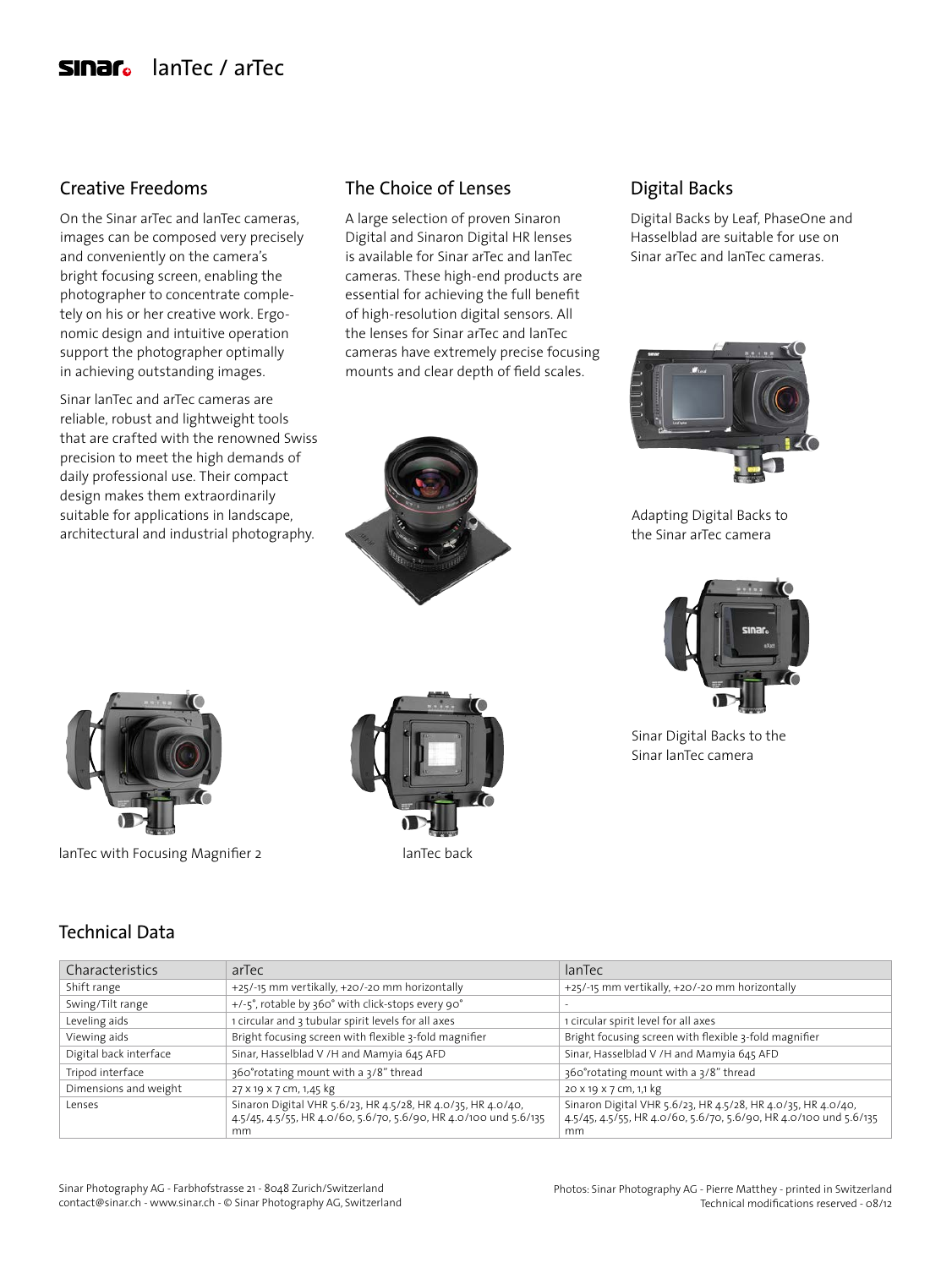## Creative Freedoms

On the Sinar arTec and lanTec cameras, images can be composed very precisely and conveniently on the camera's bright focusing screen, enabling the photographer to concentrate completely on his or her creative work. Ergonomic design and intuitive operation support the photographer optimally in achieving outstanding images.

Sinar lanTec and arTec cameras are reliable, robust and lightweight tools that are crafted with the renowned Swiss precision to meet the high demands of daily professional use. Their compact design makes them extraordinarily suitable for applications in landscape, architectural and industrial photography.

## The Choice of Lenses

A large selection of proven Sinaron Digital and Sinaron Digital HR lenses is available for Sinar arTec and lanTec cameras. These high-end products are essential for achieving the full benefit of high-resolution digital sensors. All the lenses for Sinar arTec and lanTec cameras have extremely precise focusing mounts and clear depth of field scales.

## Digital Backs

Digital Backs by Leaf, PhaseOne and Hasselblad are suitable for use on Sinar arTec and lanTec cameras.

Adapting Digital Backs to the Sinar arTec camera

Sinar Digital Backs to the Sinar lanTec camera

lanTec with Focusing Magnifier 2

lanTec back

## Technical Data

| Characteristics | arTec | lanTec |
|---|---|---|
| Shift range | +25/-15 mm vertikally, +20/-20 mm horizontally | +25/-15 mm vertikally, +20/-20 mm horizontally |
| Swing/Tilt range | +/-5°, rotable by 360° with click-stops every 90° | - |
| Leveling aids | 1 circular and 3 tubular spirit levels for all axes | 1 circular spirit level for all axes |
| Viewing aids | Bright focusing screen with flexible 3-fold magnifier | Bright focusing screen with flexible 3-fold magnifier |
| Digital back interface | Sinar, Hasselblad V /H and Mamyia 645 AFD | Sinar, Hasselblad V /H and Mamyia 645 AFD |
| Tripod interface | 360°rotating mount with a 3/8" thread | 360°rotating mount with a 3/8" thread |
| Dimensions and weight | 27 x 19 x 7 cm, 1,45 kg | 20 x 19 x 7 cm, 1,1 kg |
| Lenses | Sinaron Digital VHR 5.6/23, HR 4.5/28, HR 4.0/35, HR 4.0/40, 4.5/45, 4.5/55, HR 4.0/60, 5.6/70, 5.6/90, HR 4.0/100 und 5.6/135 mm | Sinaron Digital VHR 5.6/23, HR 4.5/28, HR 4.0/35, HR 4.0/40, 4.5/45, 4.5/55, HR 4.0/60, 5.6/70, 5.6/90, HR 4.0/100 und 5.6/135 mm |

Sinar Photography AG - Farbhofstrasse 21 - 8048 Zurich/Switzerland
contact@sinar.ch - www.sinar.ch - © Sinar Photography AG, Switzerland

Photos: Sinar Photography AG - Pierre Matthey - printed in Switzerland
Technical modifications reserved - 08/12